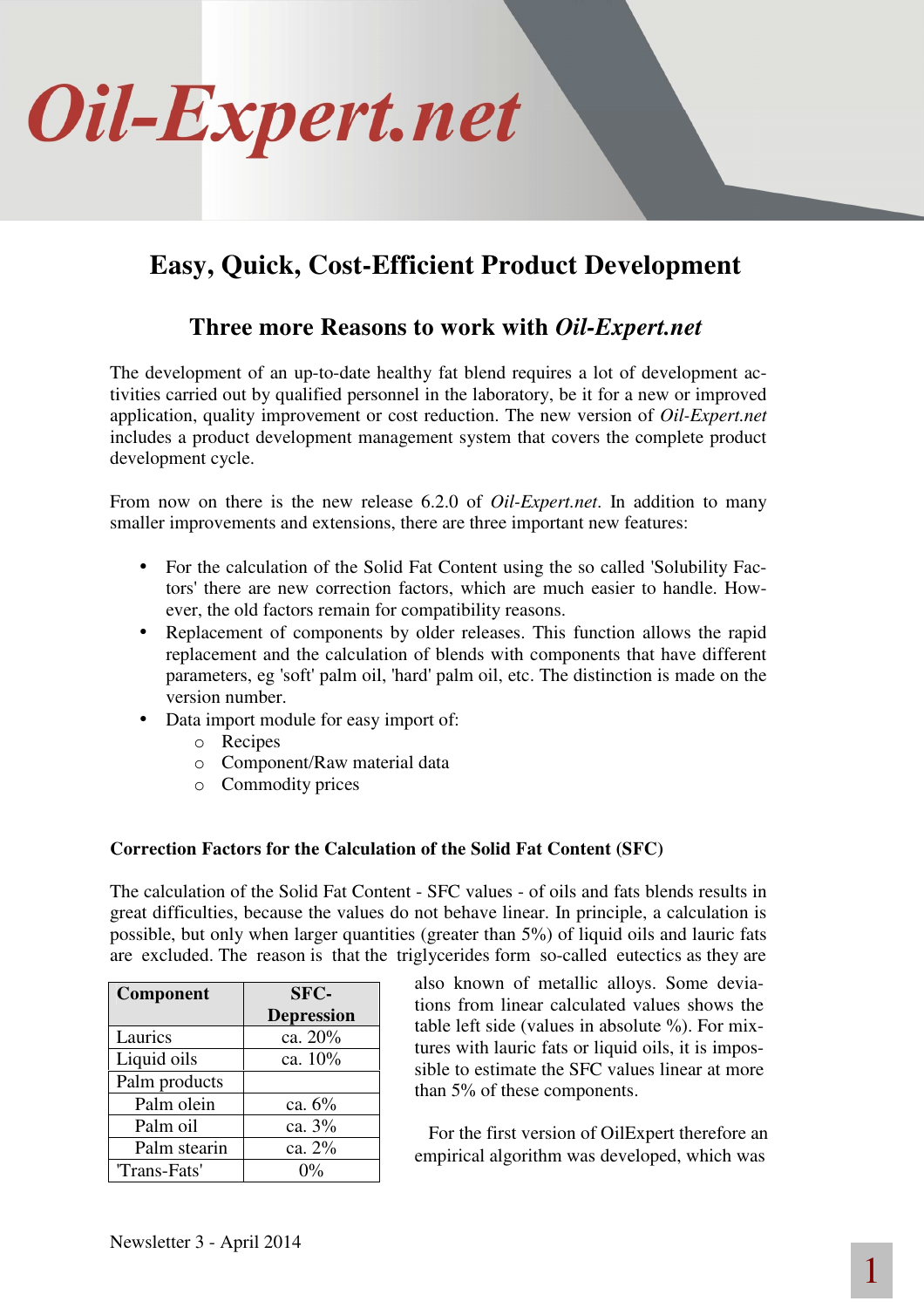# Oil-Expert.net

## Easy, Quick, Cost-Efficient Product Development

### Three more Reasons to work with *Oil-Expert.net*

The development of an up-to-date healthy fat blend requires a lot of development activities carried out by qualified personnel in the laboratory, be it for a new or improved application, quality improvement or cost reduction. The new version of *Oil-Expert.net* includes a product development management system that covers the complete product development cycle.

From now on there is the new release 6.2.0 of *Oil-Expert.net*. In addition to many smaller improvements and extensions, there are three important new features:

- For the calculation of the Solid Fat Content using the so called 'Solubility Factors' there are new correction factors, which are much easier to handle. However, the old factors remain for compatibility reasons.
- Replacement of components by older releases. This function allows the rapid replacement and the calculation of blends with components that have different parameters, eg 'soft' palm oil, 'hard' palm oil, etc. The distinction is made on the version number.
- Data import module for easy import of:
  - Recipes
  - Component/Raw material data
  - Commodity prices

**Correction Factors for the Calculation of the Solid Fat Content (SFC)**

The calculation of the Solid Fat Content - SFC values - of oils and fats blends results in great difficulties, because the values do not behave linear. In principle, a calculation is possible, but only when larger quantities (greater than 5%) of liquid oils and lauric fats are excluded. The reason is that the triglycerides form so-called eutectics as they are also known of metallic alloys. Some deviations from linear calculated values shows the table left side (values in absolute %). For mixtures with lauric fats or liquid oils, it is impossible to estimate the SFC values linear at more than 5% of these components.

| Component | SFC-Depression |
|---|---|
| Laurics | ca. 20% |
| Liquid oils | ca. 10% |
| Palm products | |
| Palm olein | ca. 6% |
| Palm oil | ca. 3% |
| Palm stearin | ca. 2% |
| 'Trans-Fats' | 0% |

For the first version of OilExpert therefore an empirical algorithm was developed, which was

Newsletter 3 - April 2014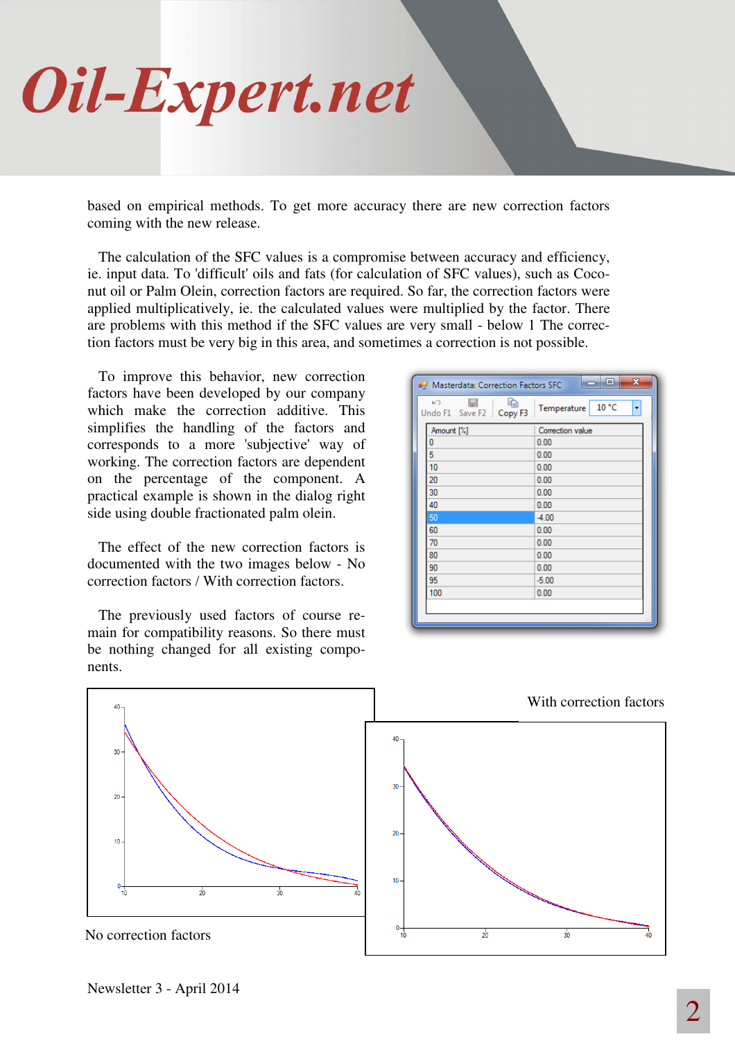based on empirical methods. To get more accuracy there are new correction factors coming with the new release.

The calculation of the SFC values is a compromise between accuracy and efficiency, ie. input data. To 'difficult' oils and fats (for calculation of SFC values), such as Coconut oil or Palm Olein, correction factors are required. So far, the correction factors were applied multiplicatively, ie. the calculated values were multiplied by the factor. There are problems with this method if the SFC values are very small - below 1 The correction factors must be very big in this area, and sometimes a correction is not possible.

To improve this behavior, new correction factors have been developed by our company which make the correction additive. This simplifies the handling of the factors and corresponds to a more 'subjective' way of working. The correction factors are dependent on the percentage of the component. A practical example is shown in the dialog right side using double fractionated palm olein.

Masterdata: Correction Factors SFC — Temperature: 10 °C

| Amount [%] | Correction value |
|---|---|
| 0 | 0.00 |
| 5 | 0.00 |
| 10 | 0.00 |
| 20 | 0.00 |
| 30 | 0.00 |
| 40 | 0.00 |
| 50 | -4.00 |
| 60 | 0.00 |
| 70 | 0.00 |
| 80 | 0.00 |
| 90 | 0.00 |
| 95 | -5.00 |
| 100 | 0.00 |

The effect of the new correction factors is documented with the two images below - No correction factors / With correction factors.

The previously used factors of course remain for compatibility reasons. So there must be nothing changed for all existing components.

No correction factors

With correction factors

Newsletter 3 - April 2014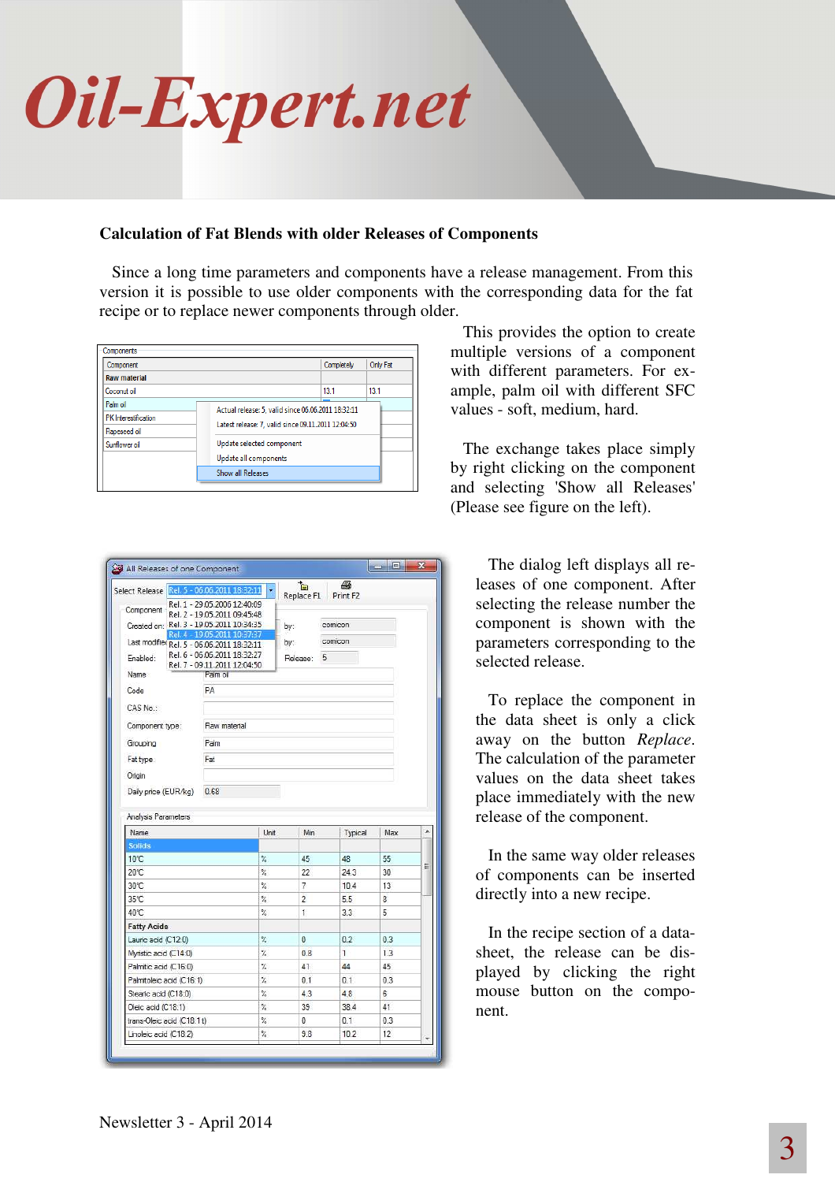### Calculation of Fat Blends with older Releases of Components

Since a long time parameters and components have a release management. From this version it is possible to use older components with the corresponding data for the fat recipe or to replace newer components through older.

This provides the option to create multiple versions of a component with different parameters. For example, palm oil with different SFC values - soft, medium, hard.

The exchange takes place simply by right clicking on the component and selecting 'Show all Releases' (Please see figure on the left).

The dialog left displays all releases of one component. After selecting the release number the component is shown with the parameters corresponding to the selected release.

To replace the component in the data sheet is only a click away on the button *Replace*. The calculation of the parameter values on the data sheet takes place immediately with the new release of the component.

In the same way older releases of components can be inserted directly into a new recipe.

In the recipe section of a datasheet, the release can be displayed by clicking the right mouse button on the component.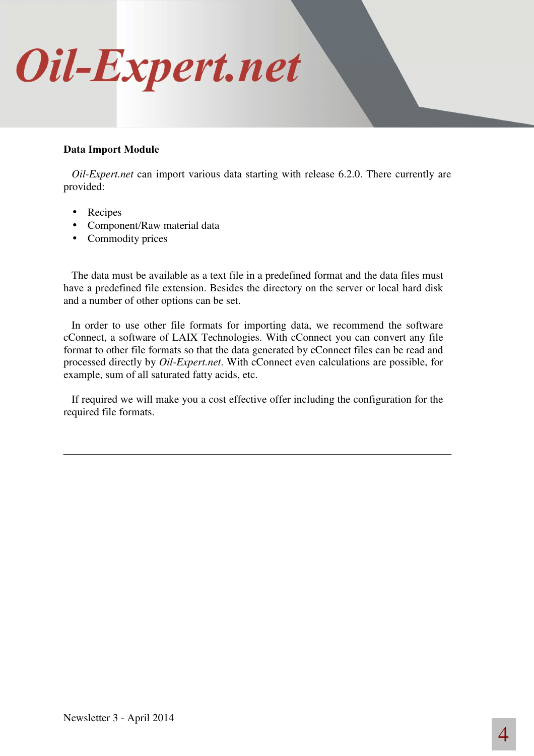**Data Import Module**

*Oil-Expert.net* can import various data starting with release 6.2.0. There currently are provided:

- Recipes
- Component/Raw material data
- Commodity prices

The data must be available as a text file in a predefined format and the data files must have a predefined file extension. Besides the directory on the server or local hard disk and a number of other options can be set.

In order to use other file formats for importing data, we recommend the software cConnect, a software of LAIX Technologies. With cConnect you can convert any file format to other file formats so that the data generated by cConnect files can be read and processed directly by *Oil-Expert.net*. With cConnect even calculations are possible, for example, sum of all saturated fatty acids, etc.

If required we will make you a cost effective offer including the configuration for the required file formats.

---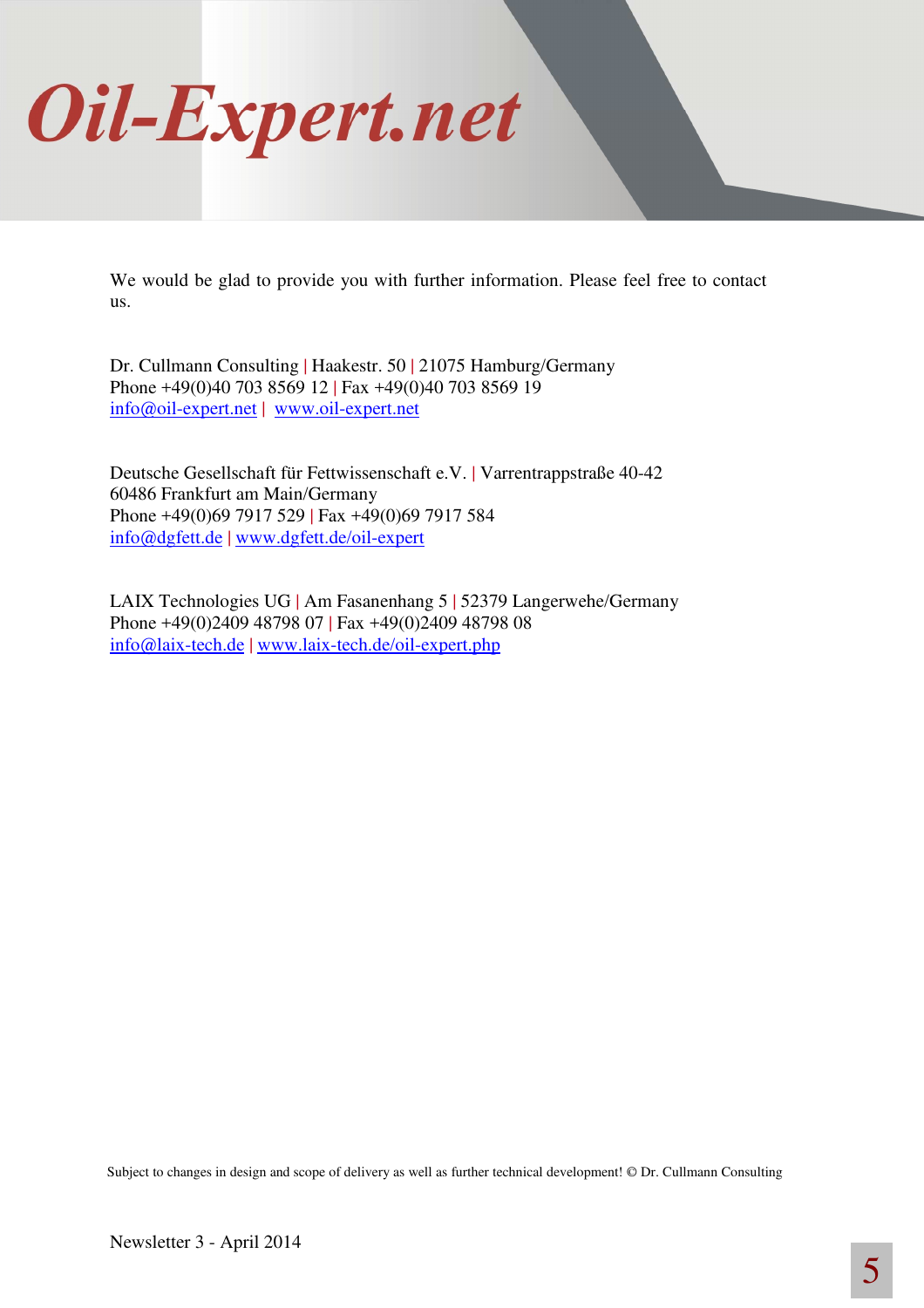# Oil-Expert.net

We would be glad to provide you with further information. Please feel free to contact us.

Dr. Cullmann Consulting | Haakestr. 50 | 21075 Hamburg/Germany
Phone +49(0)40 703 8569 12 | Fax +49(0)40 703 8569 19
info@oil-expert.net | www.oil-expert.net

Deutsche Gesellschaft für Fettwissenschaft e.V. | Varrentrappstraße 40-42
60486 Frankfurt am Main/Germany
Phone +49(0)69 7917 529 | Fax +49(0)69 7917 584
info@dgfett.de | www.dgfett.de/oil-expert

LAIX Technologies UG | Am Fasanenhang 5 | 52379 Langerwehe/Germany
Phone +49(0)2409 48798 07 | Fax +49(0)2409 48798 08
info@laix-tech.de | www.laix-tech.de/oil-expert.php

Subject to changes in design and scope of delivery as well as further technical development! © Dr. Cullmann Consulting

Newsletter 3 - April 2014